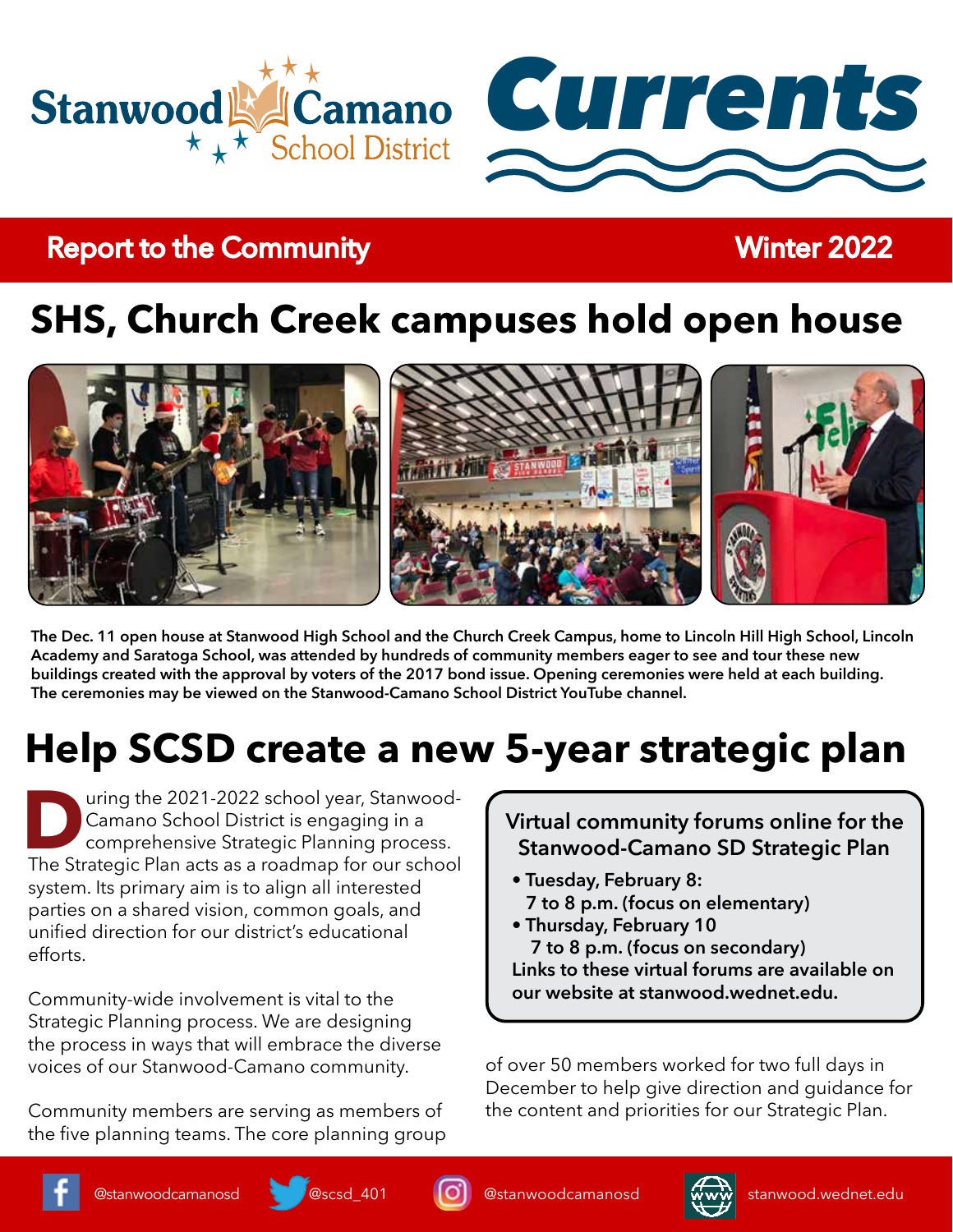# Stanwood Camano School District

# Currents

**Report to the Community** — **Winter 2022**

## SHS, Church Creek campuses hold open house

**The Dec. 11 open house at Stanwood High School and the Church Creek Campus, home to Lincoln Hill High School, Lincoln Academy and Saratoga School, was attended by hundreds of community members eager to see and tour these new buildings created with the approval by voters of the 2017 bond issue. Opening ceremonies were held at each building. The ceremonies may be viewed on the Stanwood-Camano School District YouTube channel.**

## Help SCSD create a new 5-year strategic plan

During the 2021-2022 school year, Stanwood-Camano School District is engaging in a comprehensive Strategic Planning process. The Strategic Plan acts as a roadmap for our school system. Its primary aim is to align all interested parties on a shared vision, common goals, and unified direction for our district's educational efforts.

Community-wide involvement is vital to the Strategic Planning process. We are designing the process in ways that will embrace the diverse voices of our Stanwood-Camano community.

Community members are serving as members of the five planning teams. The core planning group of over 50 members worked for two full days in December to help give direction and guidance for the content and priorities for our Strategic Plan.

> **Virtual community forums online for the Stanwood-Camano SD Strategic Plan**
>
> - **Tuesday, February 8: 7 to 8 p.m. (focus on elementary)**
> - **Thursday, February 10 7 to 8 p.m. (focus on secondary)**
>
> **Links to these virtual forums are available on our website at stanwood.wednet.edu.**

@stanwoodcamanosd | @scsd_401 | @stanwoodcamanosd | stanwood.wednet.edu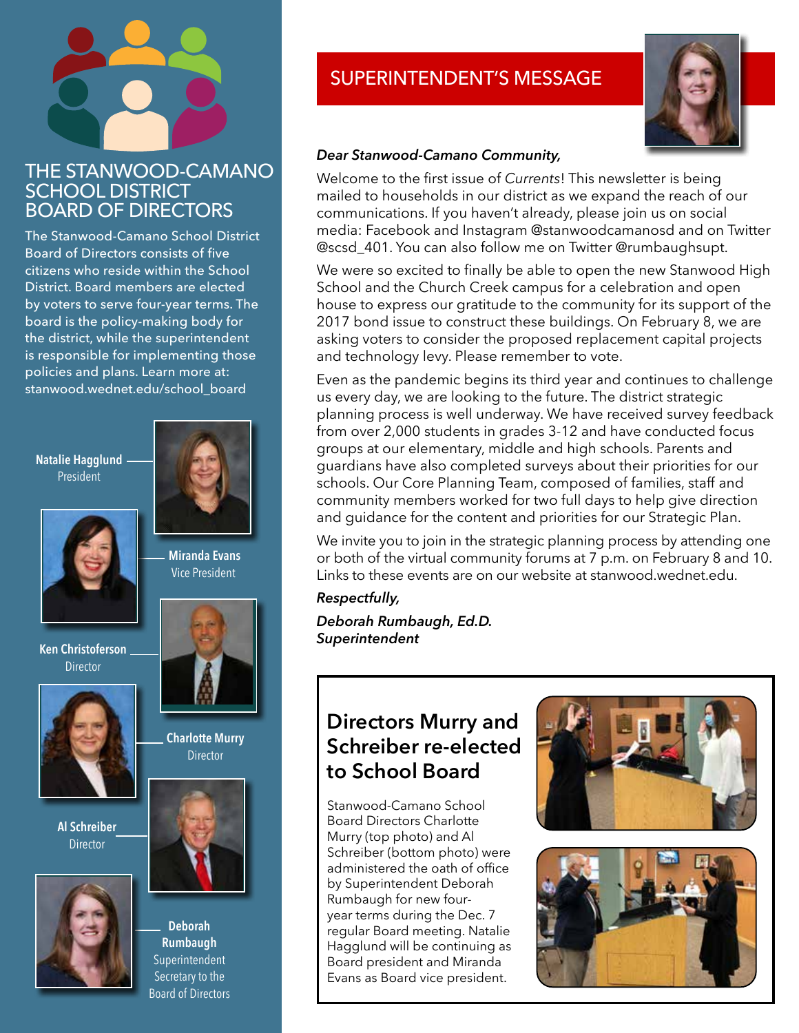# THE STANWOOD-CAMANO SCHOOL DISTRICT BOARD OF DIRECTORS

The Stanwood-Camano School District Board of Directors consists of five citizens who reside within the School District. Board members are elected by voters to serve four-year terms. The board is the policy-making body for the district, while the superintendent is responsible for implementing those policies and plans. Learn more at: stanwood.wednet.edu/school_board

**Natalie Hagglund**
President

**Miranda Evans**
Vice President

**Ken Christoferson**
Director

**Charlotte Murry**
Director

**Al Schreiber**
Director

**Deborah Rumbaugh**
Superintendent
Secretary to the Board of Directors

# SUPERINTENDENT'S MESSAGE

***Dear Stanwood-Camano Community,***

Welcome to the first issue of *Currents*! This newsletter is being mailed to households in our district as we expand the reach of our communications. If you haven't already, please join us on social media: Facebook and Instagram @stanwoodcamanosd and on Twitter @scsd_401. You can also follow me on Twitter @rumbaughsupt.

We were so excited to finally be able to open the new Stanwood High School and the Church Creek campus for a celebration and open house to express our gratitude to the community for its support of the 2017 bond issue to construct these buildings. On February 8, we are asking voters to consider the proposed replacement capital projects and technology levy. Please remember to vote.

Even as the pandemic begins its third year and continues to challenge us every day, we are looking to the future. The district strategic planning process is well underway. We have received survey feedback from over 2,000 students in grades 3-12 and have conducted focus groups at our elementary, middle and high schools. Parents and guardians have also completed surveys about their priorities for our schools. Our Core Planning Team, composed of families, staff and community members worked for two full days to help give direction and guidance for the content and priorities for our Strategic Plan.

We invite you to join in the strategic planning process by attending one or both of the virtual community forums at 7 p.m. on February 8 and 10. Links to these events are on our website at stanwood.wednet.edu.

***Respectfully,***

***Deborah Rumbaugh, Ed.D.***
***Superintendent***

## Directors Murry and Schreiber re-elected to School Board

Stanwood-Camano School Board Directors Charlotte Murry (top photo) and Al Schreiber (bottom photo) were administered the oath of office by Superintendent Deborah Rumbaugh for new four-year terms during the Dec. 7 regular Board meeting. Natalie Hagglund will be continuing as Board president and Miranda Evans as Board vice president.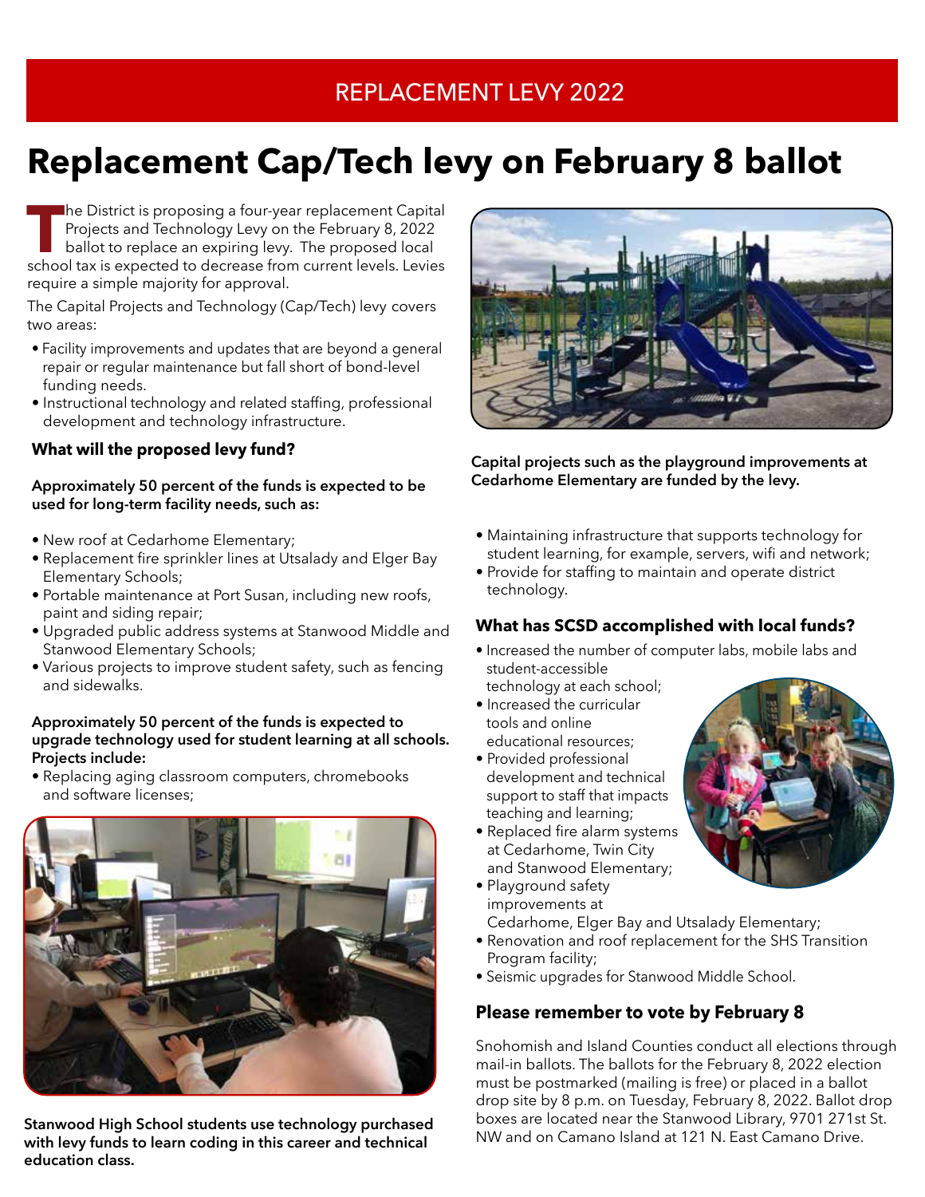REPLACEMENT LEVY 2022

# Replacement Cap/Tech levy on February 8 ballot

The District is proposing a four-year replacement Capital Projects and Technology Levy on the February 8, 2022 ballot to replace an expiring levy. The proposed local school tax is expected to decrease from current levels. Levies require a simple majority for approval.

The Capital Projects and Technology (Cap/Tech) levy covers two areas:

- Facility improvements and updates that are beyond a general repair or regular maintenance but fall short of bond-level funding needs.
- Instructional technology and related staffing, professional development and technology infrastructure.

### What will the proposed levy fund?

**Approximately 50 percent of the funds is expected to be used for long-term facility needs, such as:**

- New roof at Cedarhome Elementary;
- Replacement fire sprinkler lines at Utsalady and Elger Bay Elementary Schools;
- Portable maintenance at Port Susan, including new roofs, paint and siding repair;
- Upgraded public address systems at Stanwood Middle and Stanwood Elementary Schools;
- Various projects to improve student safety, such as fencing and sidewalks.

**Approximately 50 percent of the funds is expected to upgrade technology used for student learning at all schools. Projects include:**

- Replacing aging classroom computers, chromebooks and software licenses;
- Maintaining infrastructure that supports technology for student learning, for example, servers, wifi and network;
- Provide for staffing to maintain and operate district technology.

**Stanwood High School students use technology purchased with levy funds to learn coding in this career and technical education class.**

**Capital projects such as the playground improvements at Cedarhome Elementary are funded by the levy.**

### What has SCSD accomplished with local funds?

- Increased the number of computer labs, mobile labs and student-accessible technology at each school;
- Increased the curricular tools and online educational resources;
- Provided professional development and technical support to staff that impacts teaching and learning;
- Replaced fire alarm systems at Cedarhome, Twin City and Stanwood Elementary;
- Playground safety improvements at Cedarhome, Elger Bay and Utsalady Elementary;
- Renovation and roof replacement for the SHS Transition Program facility;
- Seismic upgrades for Stanwood Middle School.

### Please remember to vote by February 8

Snohomish and Island Counties conduct all elections through mail-in ballots. The ballots for the February 8, 2022 election must be postmarked (mailing is free) or placed in a ballot drop site by 8 p.m. on Tuesday, February 8, 2022. Ballot drop boxes are located near the Stanwood Library, 9701 271st St. NW and on Camano Island at 121 N. East Camano Drive.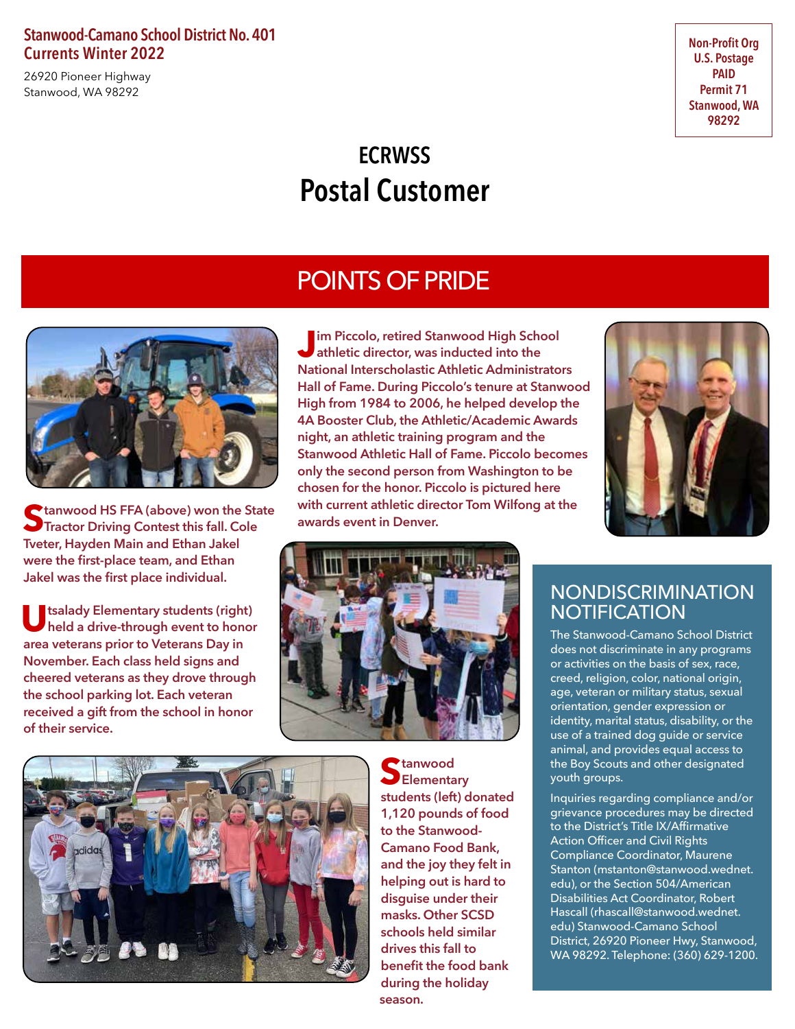**Stanwood-Camano School District No. 401**
**Currents Winter 2022**

26920 Pioneer Highway
Stanwood, WA 98292

Non-Profit Org
U.S. Postage
PAID
Permit 71
Stanwood, WA
98292

**ECRWSS**
**Postal Customer**

# POINTS OF PRIDE

**Stanwood HS FFA (above) won the State Tractor Driving Contest this fall. Cole Tveter, Hayden Main and Ethan Jakel were the first-place team, and Ethan Jakel was the first place individual.**

**Jim Piccolo, retired Stanwood High School athletic director, was inducted into the National Interscholastic Athletic Administrators Hall of Fame. During Piccolo's tenure at Stanwood High from 1984 to 2006, he helped develop the 4A Booster Club, the Athletic/Academic Awards night, an athletic training program and the Stanwood Athletic Hall of Fame. Piccolo becomes only the second person from Washington to be chosen for the honor. Piccolo is pictured here with current athletic director Tom Wilfong at the awards event in Denver.**

**Utsalady Elementary students (right) held a drive-through event to honor area veterans prior to Veterans Day in November. Each class held signs and cheered veterans as they drove through the school parking lot. Each veteran received a gift from the school in honor of their service.**

**Stanwood Elementary students (left) donated 1,120 pounds of food to the Stanwood-Camano Food Bank, and the joy they felt in helping out is hard to disguise under their masks. Other SCSD schools held similar drives this fall to benefit the food bank during the holiday season.**

## NONDISCRIMINATION NOTIFICATION

The Stanwood-Camano School District does not discriminate in any programs or activities on the basis of sex, race, creed, religion, color, national origin, age, veteran or military status, sexual orientation, gender expression or identity, marital status, disability, or the use of a trained dog guide or service animal, and provides equal access to the Boy Scouts and other designated youth groups.

Inquiries regarding compliance and/or grievance procedures may be directed to the District's Title IX/Affirmative Action Officer and Civil Rights Compliance Coordinator, Maurene Stanton (mstanton@stanwood.wednet.edu), or the Section 504/American Disabilities Act Coordinator, Robert Hascall (rhascall@stanwood.wednet.edu) Stanwood-Camano School District, 26920 Pioneer Hwy, Stanwood, WA 98292. Telephone: (360) 629-1200.